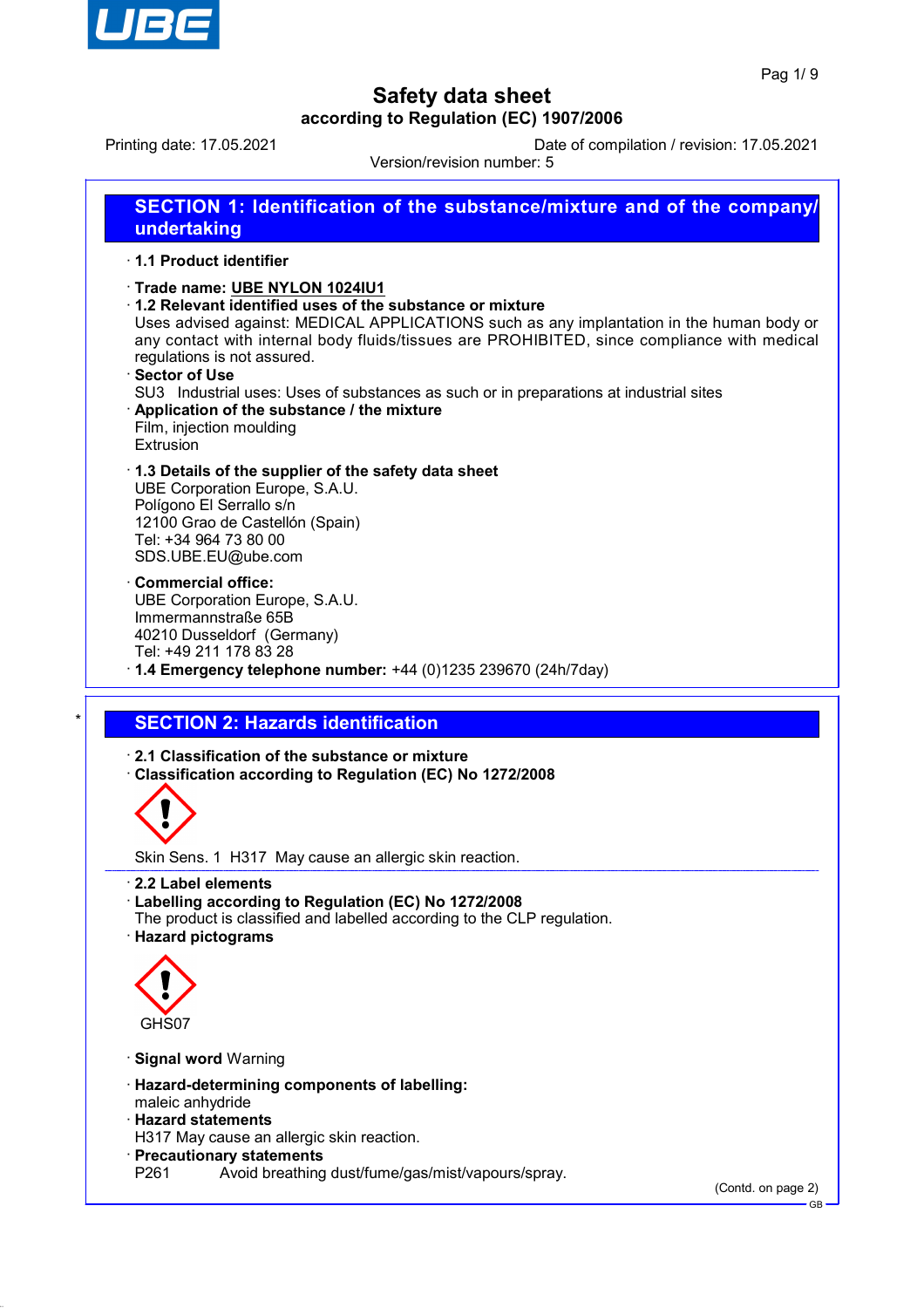# Safety data sheet

**according to Regulation (EC) 1907/2006**

Printing date: 17.05.2021 Date of compilation / revision: 17.05.2021

Version/revision number: 5

## SECTION 1: Identification of the substance/mixture and of the company/undertaking

· **1.1 Product identifier**

· **Trade name: UBE NYLON 1024IU1**

· **1.2 Relevant identified uses of the substance or mixture**

Uses advised against: MEDICAL APPLICATIONS such as any implantation in the human body or any contact with internal body fluids/tissues are PROHIBITED, since compliance with medical regulations is not assured.

· **Sector of Use**

SU3 Industrial uses: Uses of substances as such or in preparations at industrial sites

· **Application of the substance / the mixture**

Film, injection moulding
Extrusion

· **1.3 Details of the supplier of the safety data sheet**

UBE Corporation Europe, S.A.U.
Polígono El Serrallo s/n
12100 Grao de Castellón (Spain)
Tel: +34 964 73 80 00
SDS.UBE.EU@ube.com

· **Commercial office:**

UBE Corporation Europe, S.A.U.
Immermannstraße 65B
40210 Dusseldorf (Germany)
Tel: +49 211 178 83 28

· **1.4 Emergency telephone number:** +44 (0)1235 239670 (24h/7day)

## SECTION 2: Hazards identification

· **2.1 Classification of the substance or mixture**

· **Classification according to Regulation (EC) No 1272/2008**

Skin Sens. 1 H317 May cause an allergic skin reaction.

· **2.2 Label elements**

· **Labelling according to Regulation (EC) No 1272/2008**

The product is classified and labelled according to the CLP regulation.

· **Hazard pictograms**

GHS07

· **Signal word** Warning

· **Hazard-determining components of labelling:**

maleic anhydride

· **Hazard statements**

H317 May cause an allergic skin reaction.

· **Precautionary statements**

P261 Avoid breathing dust/fume/gas/mist/vapours/spray.

(Contd. on page 2)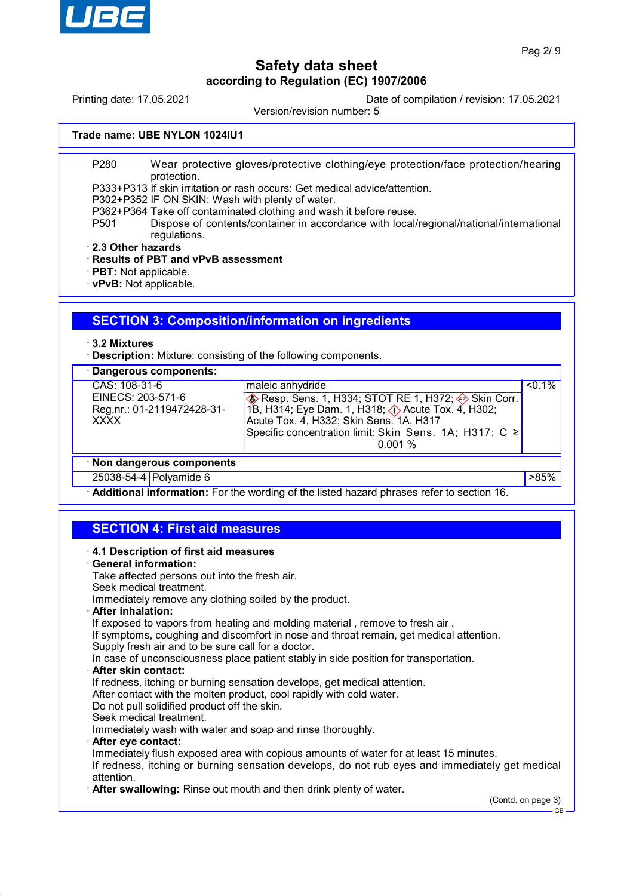Trade name: UBE NYLON 1024IU1

P280 Wear protective gloves/protective clothing/eye protection/face protection/hearing protection.
P333+P313 If skin irritation or rash occurs: Get medical advice/attention.
P302+P352 IF ON SKIN: Wash with plenty of water.
P362+P364 Take off contaminated clothing and wash it before reuse.
P501 Dispose of contents/container in accordance with local/regional/national/international regulations.

· **2.3 Other hazards**
· **Results of PBT and vPvB assessment**
· **PBT:** Not applicable.
· **vPvB:** Not applicable.

## SECTION 3: Composition/information on ingredients

· **3.2 Mixtures**
· **Description:** Mixture: consisting of the following components.

· **Dangerous components:**

| | | |
|---|---|---|
| CAS: 108-31-6<br>EINECS: 203-571-6<br>Reg.nr.: 01-2119472428-31-XXXX | maleic anhydride<br>Resp. Sens. 1, H334; STOT RE 1, H372; Skin Corr. 1B, H314; Eye Dam. 1, H318; Acute Tox. 4, H302; Acute Tox. 4, H332; Skin Sens. 1A, H317<br>Specific concentration limit: Skin Sens. 1A; H317: C ≥ 0.001 % | <0.1% |

· **Non dangerous components**

| | | |
|---|---|---|
| 25038-54-4 | Polyamide 6 | >85% |

· **Additional information:** For the wording of the listed hazard phrases refer to section 16.

## SECTION 4: First aid measures

· **4.1 Description of first aid measures**
· **General information:**
Take affected persons out into the fresh air.
Seek medical treatment.
Immediately remove any clothing soiled by the product.
· **After inhalation:**
If exposed to vapors from heating and molding material , remove to fresh air .
If symptoms, coughing and discomfort in nose and throat remain, get medical attention.
Supply fresh air and to be sure call for a doctor.
In case of unconsciousness place patient stably in side position for transportation.
· **After skin contact:**
If redness, itching or burning sensation develops, get medical attention.
After contact with the molten product, cool rapidly with cold water.
Do not pull solidified product off the skin.
Seek medical treatment.
Immediately wash with water and soap and rinse thoroughly.
· **After eye contact:**
Immediately flush exposed area with copious amounts of water for at least 15 minutes.
If redness, itching or burning sensation develops, do not rub eyes and immediately get medical attention.
· **After swallowing:** Rinse out mouth and then drink plenty of water.

(Contd. on page 3)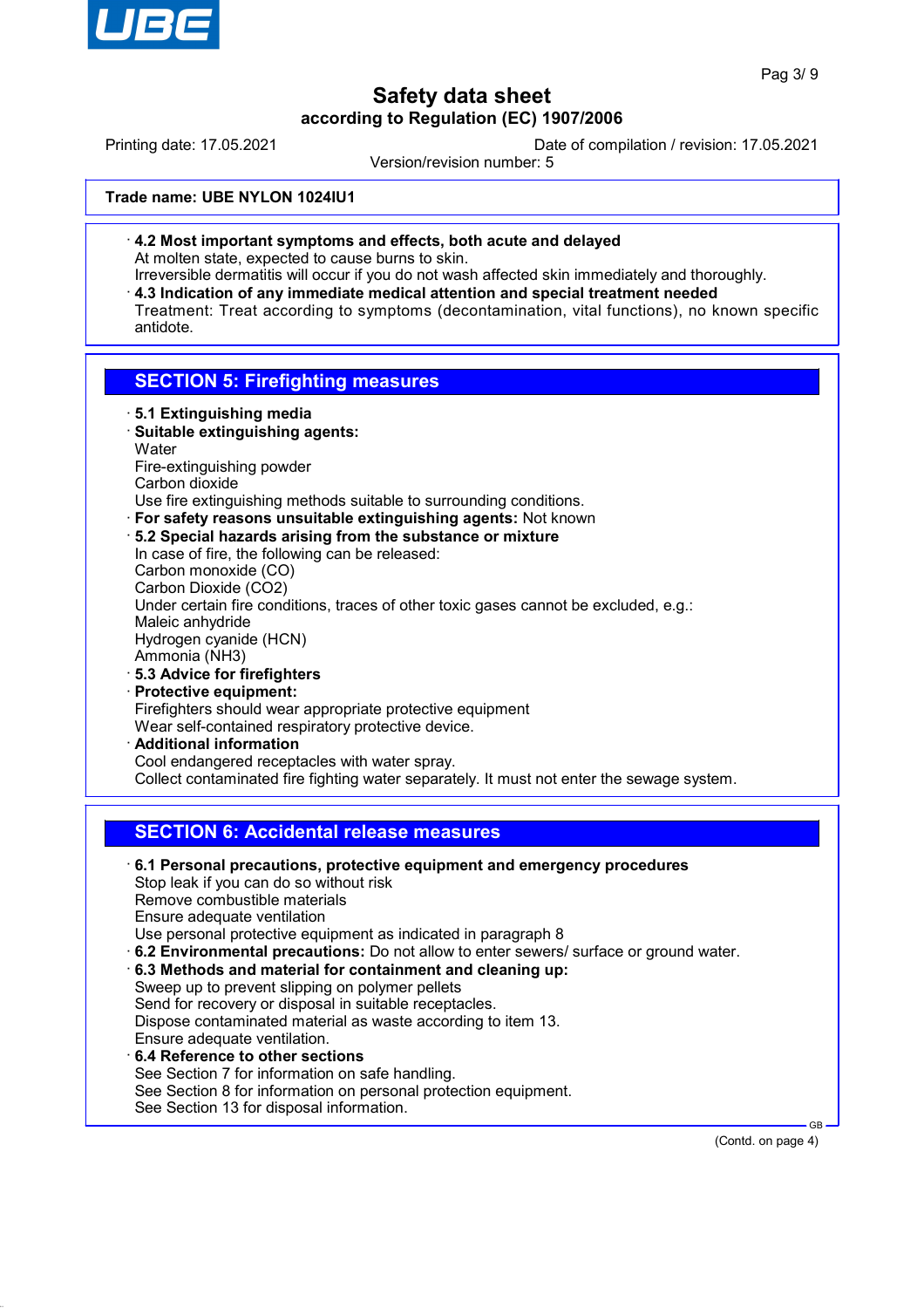**Trade name: UBE NYLON 1024IU1**

· **4.2 Most important symptoms and effects, both acute and delayed**
At molten state, expected to cause burns to skin.
Irreversible dermatitis will occur if you do not wash affected skin immediately and thoroughly.

· **4.3 Indication of any immediate medical attention and special treatment needed**
Treatment: Treat according to symptoms (decontamination, vital functions), no known specific antidote.

## SECTION 5: Firefighting measures

· **5.1 Extinguishing media**

· **Suitable extinguishing agents:**
Water
Fire-extinguishing powder
Carbon dioxide
Use fire extinguishing methods suitable to surrounding conditions.

· **For safety reasons unsuitable extinguishing agents:** Not known

· **5.2 Special hazards arising from the substance or mixture**
In case of fire, the following can be released:
Carbon monoxide (CO)
Carbon Dioxide ($CO_2$)
Under certain fire conditions, traces of other toxic gases cannot be excluded, e.g.:
Maleic anhydride
Hydrogen cyanide (HCN)
Ammonia ($NH_3$)

· **5.3 Advice for firefighters**

· **Protective equipment:**
Firefighters should wear appropriate protective equipment
Wear self-contained respiratory protective device.

· **Additional information**
Cool endangered receptacles with water spray.
Collect contaminated fire fighting water separately. It must not enter the sewage system.

## SECTION 6: Accidental release measures

· **6.1 Personal precautions, protective equipment and emergency procedures**
Stop leak if you can do so without risk
Remove combustible materials
Ensure adequate ventilation
Use personal protective equipment as indicated in paragraph 8

· **6.2 Environmental precautions:** Do not allow to enter sewers/ surface or ground water.

· **6.3 Methods and material for containment and cleaning up:**
Sweep up to prevent slipping on polymer pellets
Send for recovery or disposal in suitable receptacles.
Dispose contaminated material as waste according to item 13.
Ensure adequate ventilation.

· **6.4 Reference to other sections**
See Section 7 for information on safe handling.
See Section 8 for information on personal protection equipment.
See Section 13 for disposal information.

(Contd. on page 4)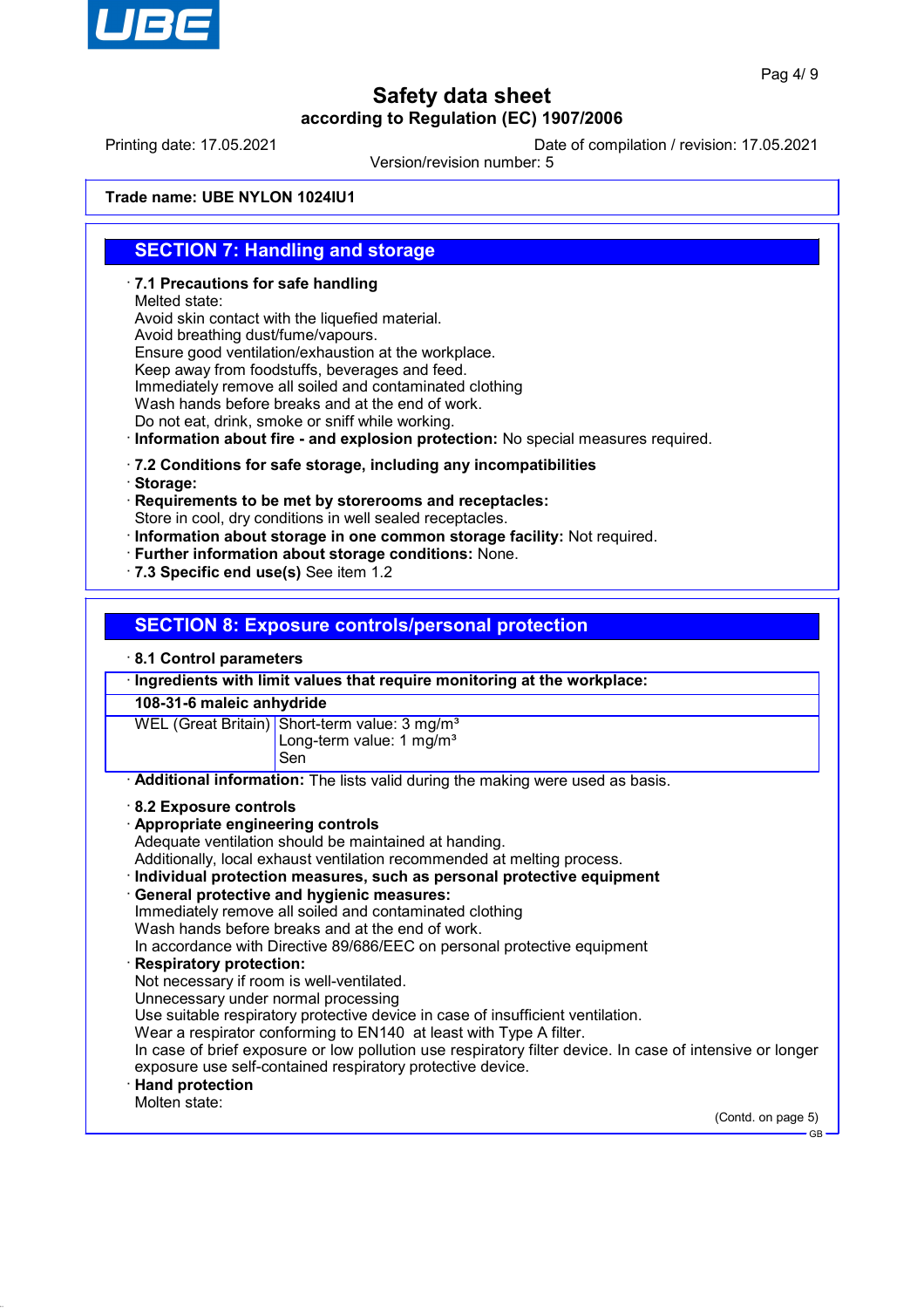# Safety data sheet

**according to Regulation (EC) 1907/2006**

Printing date: 17.05.2021 Date of compilation / revision: 17.05.2021

Version/revision number: 5

**Trade name: UBE NYLON 1024IU1**

## SECTION 7: Handling and storage

· **7.1 Precautions for safe handling**
Melted state:
Avoid skin contact with the liquefied material.
Avoid breathing dust/fume/vapours.
Ensure good ventilation/exhaustion at the workplace.
Keep away from foodstuffs, beverages and feed.
Immediately remove all soiled and contaminated clothing
Wash hands before breaks and at the end of work.
Do not eat, drink, smoke or sniff while working.

· **Information about fire - and explosion protection:** No special measures required.

· **7.2 Conditions for safe storage, including any incompatibilities**

· **Storage:**

· **Requirements to be met by storerooms and receptacles:**
Store in cool, dry conditions in well sealed receptacles.

· **Information about storage in one common storage facility:** Not required.

· **Further information about storage conditions:** None.

· **7.3 Specific end use(s)** See item 1.2

## SECTION 8: Exposure controls/personal protection

· **8.1 Control parameters**

| · Ingredients with limit values that require monitoring at the workplace: | |
|---|---|
| **108-31-6 maleic anhydride** | |
| WEL (Great Britain) | Short-term value: 3 mg/m³<br>Long-term value: 1 mg/m³<br>Sen |

· **Additional information:** The lists valid during the making were used as basis.

· **8.2 Exposure controls**

· **Appropriate engineering controls**
Adequate ventilation should be maintained at handing.
Additionally, local exhaust ventilation recommended at melting process.

· **Individual protection measures, such as personal protective equipment**

· **General protective and hygienic measures:**
Immediately remove all soiled and contaminated clothing
Wash hands before breaks and at the end of work.
In accordance with Directive 89/686/EEC on personal protective equipment

· **Respiratory protection:**
Not necessary if room is well-ventilated.
Unnecessary under normal processing
Use suitable respiratory protective device in case of insufficient ventilation.
Wear a respirator conforming to EN140 at least with Type A filter.
In case of brief exposure or low pollution use respiratory filter device. In case of intensive or longer exposure use self-contained respiratory protective device.

· **Hand protection**
Molten state:

(Contd. on page 5)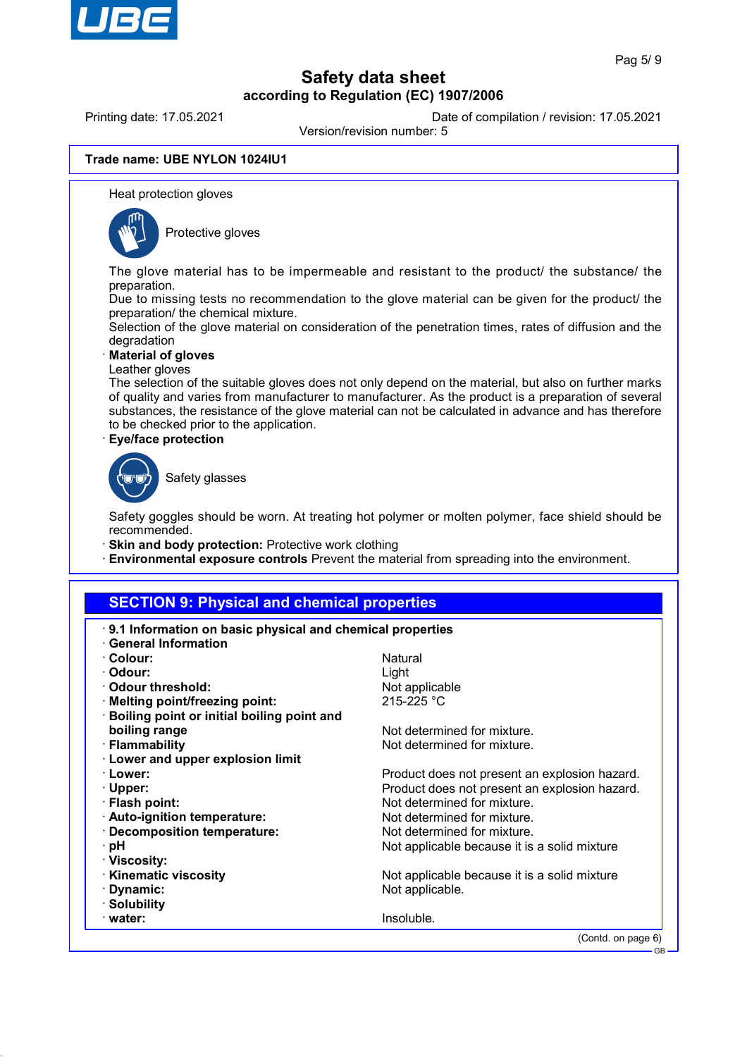**Trade name: UBE NYLON 1024IU1**

Heat protection gloves

Protective gloves

The glove material has to be impermeable and resistant to the product/ the substance/ the preparation.
Due to missing tests no recommendation to the glove material can be given for the product/ the preparation/ the chemical mixture.
Selection of the glove material on consideration of the penetration times, rates of diffusion and the degradation

· **Material of gloves**
Leather gloves
The selection of the suitable gloves does not only depend on the material, but also on further marks of quality and varies from manufacturer to manufacturer. As the product is a preparation of several substances, the resistance of the glove material can not be calculated in advance and has therefore to be checked prior to the application.

· **Eye/face protection**

Safety glasses

Safety goggles should be worn. At treating hot polymer or molten polymer, face shield should be recommended.

· **Skin and body protection:** Protective work clothing
· **Environmental exposure controls** Prevent the material from spreading into the environment.

## SECTION 9: Physical and chemical properties

· **9.1 Information on basic physical and chemical properties**
· **General Information**

| | |
|---|---|
| · **Colour:** | Natural |
| · **Odour:** | Light |
| · **Odour threshold:** | Not applicable |
| · **Melting point/freezing point:** | 215-225 °C |
| · **Boiling point or initial boiling point and boiling range** | Not determined for mixture. |
| · **Flammability** | Not determined for mixture. |
| · **Lower and upper explosion limit** | |
| · **Lower:** | Product does not present an explosion hazard. |
| · **Upper:** | Product does not present an explosion hazard. |
| · **Flash point:** | Not determined for mixture. |
| · **Auto-ignition temperature:** | Not determined for mixture. |
| · **Decomposition temperature:** | Not determined for mixture. |
| · **pH** | Not applicable because it is a solid mixture |
| · **Viscosity:** | |
| · **Kinematic viscosity** | Not applicable because it is a solid mixture |
| · **Dynamic:** | Not applicable. |
| · **Solubility** | |
| · **water:** | Insoluble. |

(Contd. on page 6)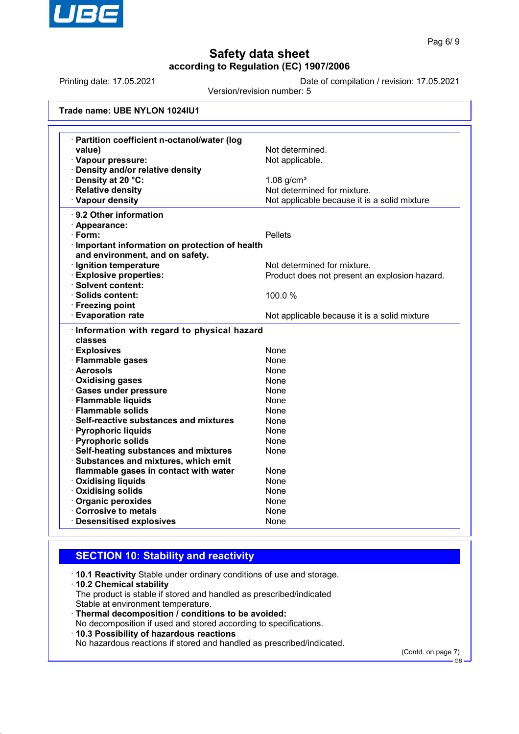Trade name: UBE NYLON 1024IU1

| | |
|---|---|
| · **Partition coefficient n-octanol/water (log value)** | Not determined. |
| · **Vapour pressure:** | Not applicable. |
| · **Density and/or relative density** | |
| · **Density at 20 °C:** | 1.08 g/cm³ |
| · **Relative density** | Not determined for mixture. |
| · **Vapour density** | Not applicable because it is a solid mixture |
| · **9.2 Other information** | |
| · **Appearance:** | |
| · **Form:** | Pellets |
| · **Important information on protection of health and environment, and on safety.** | |
| · **Ignition temperature** | Not determined for mixture. |
| · **Explosive properties:** | Product does not present an explosion hazard. |
| · **Solvent content:** | |
| · **Solids content:** | 100.0 % |
| · **Freezing point** | |
| · **Evaporation rate** | Not applicable because it is a solid mixture |
| · **Information with regard to physical hazard classes** | |
| · **Explosives** | None |
| · **Flammable gases** | None |
| · **Aerosols** | None |
| · **Oxidising gases** | None |
| · **Gases under pressure** | None |
| · **Flammable liquids** | None |
| · **Flammable solids** | None |
| · **Self-reactive substances and mixtures** | None |
| · **Pyrophoric liquids** | None |
| · **Pyrophoric solids** | None |
| · **Self-heating substances and mixtures** | None |
| · **Substances and mixtures, which emit flammable gases in contact with water** | None |
| · **Oxidising liquids** | None |
| · **Oxidising solids** | None |
| · **Organic peroxides** | None |
| · **Corrosive to metals** | None |
| · **Desensitised explosives** | None |

## SECTION 10: Stability and reactivity

· **10.1 Reactivity** Stable under ordinary conditions of use and storage.

· **10.2 Chemical stability**
The product is stable if stored and handled as prescribed/indicated
Stable at environment temperature.

· **Thermal decomposition / conditions to be avoided:**
No decomposition if used and stored according to specifications.

· **10.3 Possibility of hazardous reactions**
No hazardous reactions if stored and handled as prescribed/indicated.

(Contd. on page 7)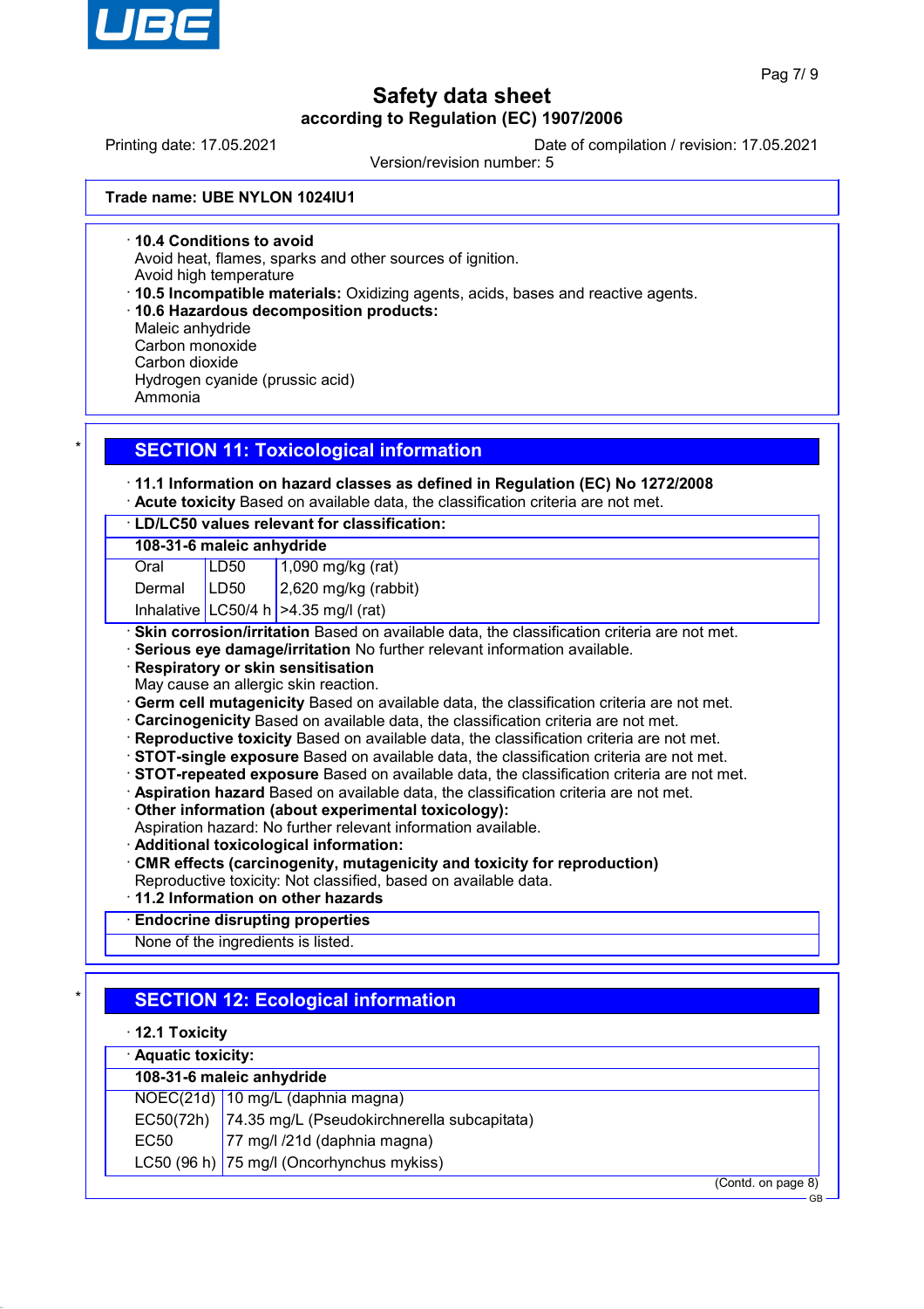**Trade name: UBE NYLON 1024IU1**

· **10.4 Conditions to avoid**
Avoid heat, flames, sparks and other sources of ignition.
Avoid high temperature
· **10.5 Incompatible materials:** Oxidizing agents, acids, bases and reactive agents.
· **10.6 Hazardous decomposition products:**
Maleic anhydride
Carbon monoxide
Carbon dioxide
Hydrogen cyanide (prussic acid)
Ammonia

\*

## SECTION 11: Toxicological information

· **11.1 Information on hazard classes as defined in Regulation (EC) No 1272/2008**
· **Acute toxicity** Based on available data, the classification criteria are not met.

| · LD/LC50 values relevant for classification: | | |
|---|---|---|
| **108-31-6 maleic anhydride** | | |
| Oral | LD50 | 1,090 mg/kg (rat) |
| Dermal | LD50 | 2,620 mg/kg (rabbit) |
| Inhalative | LC50/4 h | >4.35 mg/l (rat) |

· **Skin corrosion/irritation** Based on available data, the classification criteria are not met.
· **Serious eye damage/irritation** No further relevant information available.
· **Respiratory or skin sensitisation**
May cause an allergic skin reaction.
· **Germ cell mutagenicity** Based on available data, the classification criteria are not met.
· **Carcinogenicity** Based on available data, the classification criteria are not met.
· **Reproductive toxicity** Based on available data, the classification criteria are not met.
· **STOT-single exposure** Based on available data, the classification criteria are not met.
· **STOT-repeated exposure** Based on available data, the classification criteria are not met.
· **Aspiration hazard** Based on available data, the classification criteria are not met.
· **Other information (about experimental toxicology):**
Aspiration hazard: No further relevant information available.
· **Additional toxicological information:**
· **CMR effects (carcinogenity, mutagenicity and toxicity for reproduction)**
Reproductive toxicity: Not classified, based on available data.
· **11.2 Information on other hazards**

| · Endocrine disrupting properties |
|---|
| None of the ingredients is listed. |

\*

## SECTION 12: Ecological information

· **12.1 Toxicity**

| · Aquatic toxicity: | |
|---|---|
| **108-31-6 maleic anhydride** | |
| NOEC(21d) | 10 mg/L (daphnia magna) |
| EC50(72h) | 74.35 mg/L (Pseudokirchnerella subcapitata) |
| EC50 | 77 mg/l /21d (daphnia magna) |
| LC50 (96 h) | 75 mg/l (Oncorhynchus mykiss) |

(Contd. on page 8)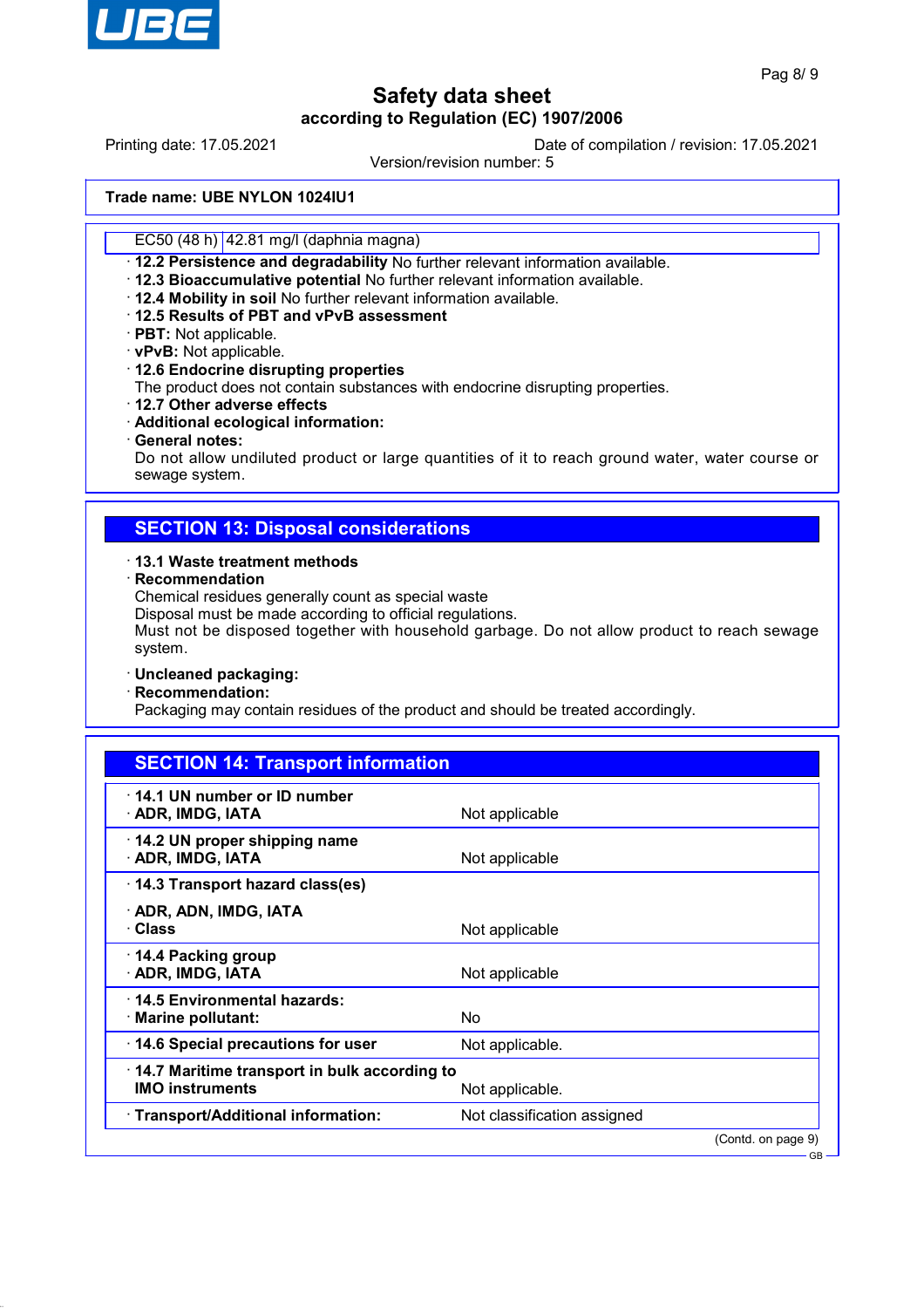**Trade name: UBE NYLON 1024IU1**

| EC50 (48 h) | 42.81 mg/l (daphnia magna) |
|---|---|

· **12.2 Persistence and degradability** No further relevant information available.
· **12.3 Bioaccumulative potential** No further relevant information available.
· **12.4 Mobility in soil** No further relevant information available.
· **12.5 Results of PBT and vPvB assessment**
· **PBT:** Not applicable.
· **vPvB:** Not applicable.
· **12.6 Endocrine disrupting properties**
The product does not contain substances with endocrine disrupting properties.
· **12.7 Other adverse effects**
· **Additional ecological information:**
· **General notes:**
Do not allow undiluted product or large quantities of it to reach ground water, water course or sewage system.

## SECTION 13: Disposal considerations

· **13.1 Waste treatment methods**
· **Recommendation**
Chemical residues generally count as special waste
Disposal must be made according to official regulations.
Must not be disposed together with household garbage. Do not allow product to reach sewage system.

· **Uncleaned packaging:**
· **Recommendation:**
Packaging may contain residues of the product and should be treated accordingly.

## SECTION 14: Transport information

| | |
|---|---|
| · **14.1 UN number or ID number**<br>· **ADR, IMDG, IATA** | Not applicable |
| · **14.2 UN proper shipping name**<br>· **ADR, IMDG, IATA** | Not applicable |
| · **14.3 Transport hazard class(es)**<br>· **ADR, ADN, IMDG, IATA**<br>· **Class** | Not applicable |
| · **14.4 Packing group**<br>· **ADR, IMDG, IATA** | Not applicable |
| · **14.5 Environmental hazards:**<br>· **Marine pollutant:** | No |
| · **14.6 Special precautions for user** | Not applicable. |
| · **14.7 Maritime transport in bulk according to IMO instruments** | Not applicable. |
| · **Transport/Additional information:** | Not classification assigned |

(Contd. on page 9)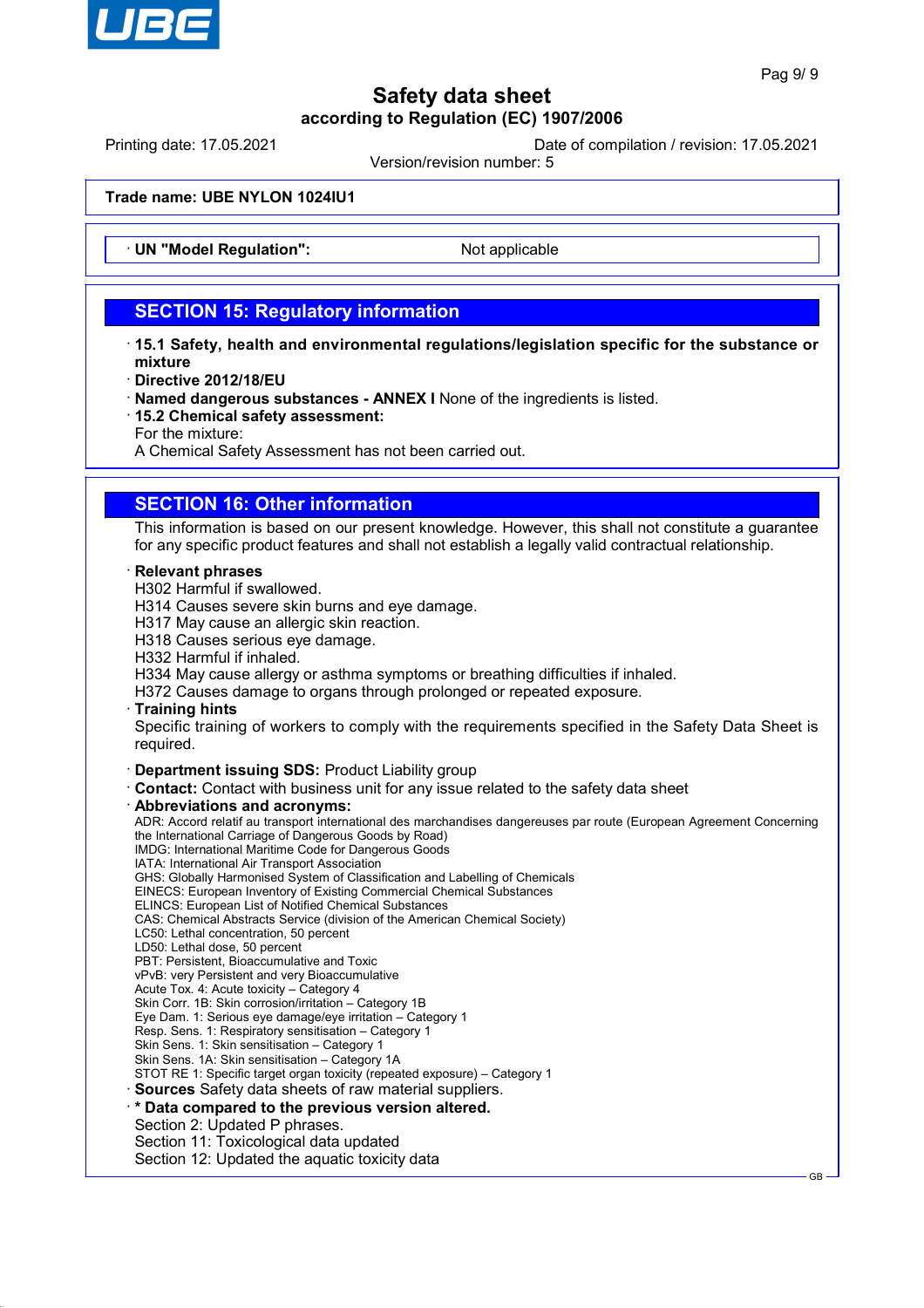Safety data sheet
according to Regulation (EC) 1907/2006

Printing date: 17.05.2021 | Date of compilation / revision: 17.05.2021
Version/revision number: 5

**Trade name: UBE NYLON 1024IU1**

· **UN "Model Regulation":** Not applicable

## SECTION 15: Regulatory information

· **15.1 Safety, health and environmental regulations/legislation specific for the substance or mixture**
· **Directive 2012/18/EU**
· **Named dangerous substances - ANNEX I** None of the ingredients is listed.
· **15.2 Chemical safety assessment:**
For the mixture:
A Chemical Safety Assessment has not been carried out.

## SECTION 16: Other information

This information is based on our present knowledge. However, this shall not constitute a guarantee for any specific product features and shall not establish a legally valid contractual relationship.

· **Relevant phrases**
H302 Harmful if swallowed.
H314 Causes severe skin burns and eye damage.
H317 May cause an allergic skin reaction.
H318 Causes serious eye damage.
H332 Harmful if inhaled.
H334 May cause allergy or asthma symptoms or breathing difficulties if inhaled.
H372 Causes damage to organs through prolonged or repeated exposure.
· **Training hints**
Specific training of workers to comply with the requirements specified in the Safety Data Sheet is required.

· **Department issuing SDS:** Product Liability group
· **Contact:** Contact with business unit for any issue related to the safety data sheet
· **Abbreviations and acronyms:**
ADR: Accord relatif au transport international des marchandises dangereuses par route (European Agreement Concerning the International Carriage of Dangerous Goods by Road)
IMDG: International Maritime Code for Dangerous Goods
IATA: International Air Transport Association
GHS: Globally Harmonised System of Classification and Labelling of Chemicals
EINECS: European Inventory of Existing Commercial Chemical Substances
ELINCS: European List of Notified Chemical Substances
CAS: Chemical Abstracts Service (division of the American Chemical Society)
LC50: Lethal concentration, 50 percent
LD50: Lethal dose, 50 percent
PBT: Persistent, Bioaccumulative and Toxic
vPvB: very Persistent and very Bioaccumulative
Acute Tox. 4: Acute toxicity – Category 4
Skin Corr. 1B: Skin corrosion/irritation – Category 1B
Eye Dam. 1: Serious eye damage/eye irritation – Category 1
Resp. Sens. 1: Respiratory sensitisation – Category 1
Skin Sens. 1: Skin sensitisation – Category 1
Skin Sens. 1A: Skin sensitisation – Category 1A
STOT RE 1: Specific target organ toxicity (repeated exposure) – Category 1
· **Sources** Safety data sheets of raw material suppliers.
· **\* Data compared to the previous version altered.**
Section 2: Updated P phrases.
Section 11: Toxicological data updated
Section 12: Updated the aquatic toxicity data